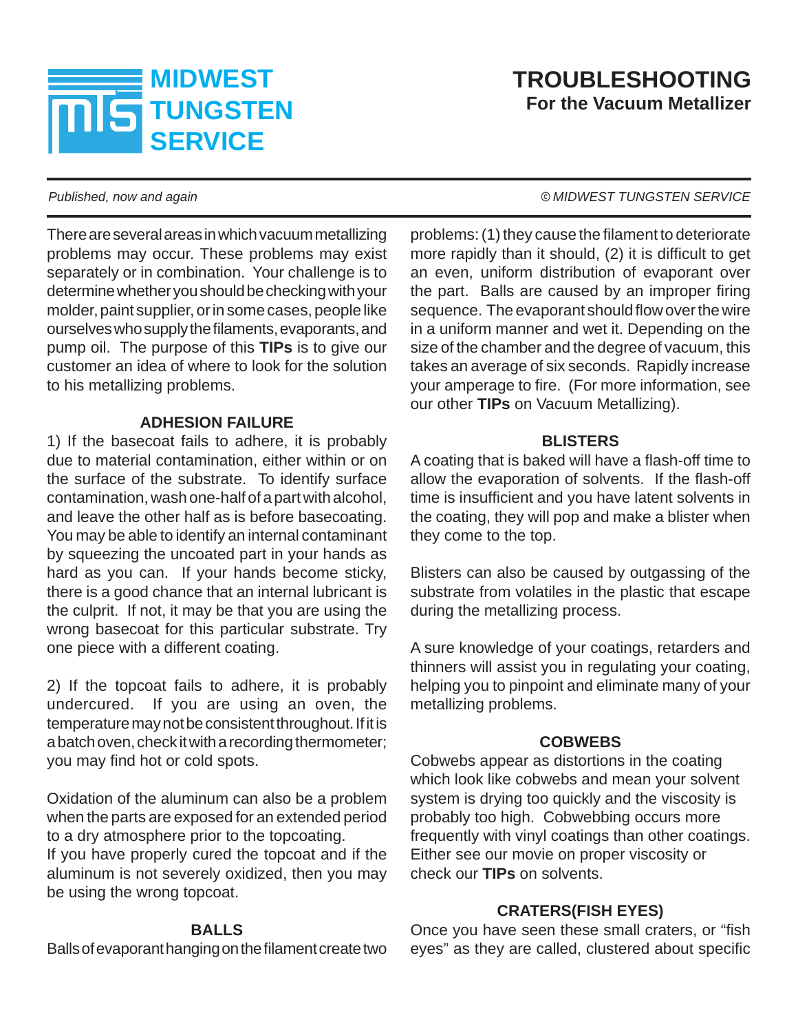# MIDWEST TUNGSTEN SERVICE

# TROUBLESHOOTING

## For the Vacuum Metallizer

*Published, now and again* *© MIDWEST TUNGSTEN SERVICE*

There are several areas in which vacuum metallizing problems may occur. These problems may exist separately or in combination. Your challenge is to determine whether you should be checking with your molder, paint supplier, or in some cases, people like ourselves who supply the filaments, evaporants, and pump oil. The purpose of this **TIPs** is to give our customer an idea of where to look for the solution to his metallizing problems.

### ADHESION FAILURE

1) If the basecoat fails to adhere, it is probably due to material contamination, either within or on the surface of the substrate. To identify surface contamination, wash one-half of a part with alcohol, and leave the other half as is before basecoating. You may be able to identify an internal contaminant by squeezing the uncoated part in your hands as hard as you can. If your hands become sticky, there is a good chance that an internal lubricant is the culprit. If not, it may be that you are using the wrong basecoat for this particular substrate. Try one piece with a different coating.

2) If the topcoat fails to adhere, it is probably undercured. If you are using an oven, the temperature may not be consistent throughout. If it is a batch oven, check it with a recording thermometer; you may find hot or cold spots.

Oxidation of the aluminum can also be a problem when the parts are exposed for an extended period to a dry atmosphere prior to the topcoating.
If you have properly cured the topcoat and if the aluminum is not severely oxidized, then you may be using the wrong topcoat.

### BALLS

Balls of evaporant hanging on the filament create two problems: (1) they cause the filament to deteriorate more rapidly than it should, (2) it is difficult to get an even, uniform distribution of evaporant over the part. Balls are caused by an improper firing sequence. The evaporant should flow over the wire in a uniform manner and wet it. Depending on the size of the chamber and the degree of vacuum, this takes an average of six seconds. Rapidly increase your amperage to fire. (For more information, see our other **TIPs** on Vacuum Metallizing).

### BLISTERS

A coating that is baked will have a flash-off time to allow the evaporation of solvents. If the flash-off time is insufficient and you have latent solvents in the coating, they will pop and make a blister when they come to the top.

Blisters can also be caused by outgassing of the substrate from volatiles in the plastic that escape during the metallizing process.

A sure knowledge of your coatings, retarders and thinners will assist you in regulating your coating, helping you to pinpoint and eliminate many of your metallizing problems.

### COBWEBS

Cobwebs appear as distortions in the coating which look like cobwebs and mean your solvent system is drying too quickly and the viscosity is probably too high. Cobwebbing occurs more frequently with vinyl coatings than other coatings. Either see our movie on proper viscosity or check our **TIPs** on solvents.

### CRATERS(FISH EYES)

Once you have seen these small craters, or "fish eyes" as they are called, clustered about specific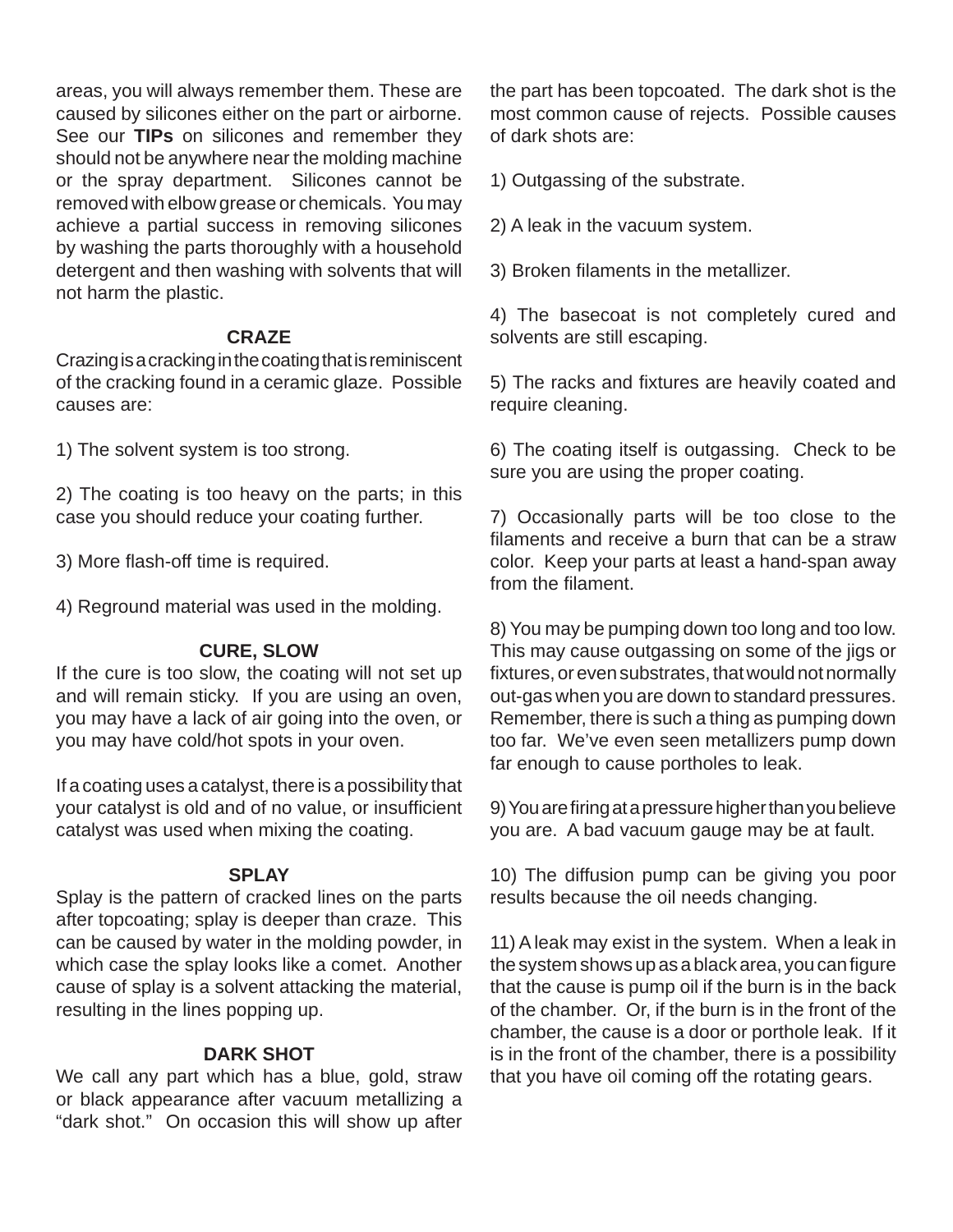areas, you will always remember them. These are caused by silicones either on the part or airborne. See our **TIPs** on silicones and remember they should not be anywhere near the molding machine or the spray department. Silicones cannot be removed with elbow grease or chemicals. You may achieve a partial success in removing silicones by washing the parts thoroughly with a household detergent and then washing with solvents that will not harm the plastic.

### CRAZE

Crazing is a cracking in the coating that is reminiscent of the cracking found in a ceramic glaze. Possible causes are:

1) The solvent system is too strong.

2) The coating is too heavy on the parts; in this case you should reduce your coating further.

3) More flash-off time is required.

4) Reground material was used in the molding.

### CURE, SLOW

If the cure is too slow, the coating will not set up and will remain sticky. If you are using an oven, you may have a lack of air going into the oven, or you may have cold/hot spots in your oven.

If a coating uses a catalyst, there is a possibility that your catalyst is old and of no value, or insufficient catalyst was used when mixing the coating.

### SPLAY

Splay is the pattern of cracked lines on the parts after topcoating; splay is deeper than craze. This can be caused by water in the molding powder, in which case the splay looks like a comet. Another cause of splay is a solvent attacking the material, resulting in the lines popping up.

### DARK SHOT

We call any part which has a blue, gold, straw or black appearance after vacuum metallizing a "dark shot." On occasion this will show up after the part has been topcoated. The dark shot is the most common cause of rejects. Possible causes of dark shots are:

1) Outgassing of the substrate.

2) A leak in the vacuum system.

3) Broken filaments in the metallizer.

4) The basecoat is not completely cured and solvents are still escaping.

5) The racks and fixtures are heavily coated and require cleaning.

6) The coating itself is outgassing. Check to be sure you are using the proper coating.

7) Occasionally parts will be too close to the filaments and receive a burn that can be a straw color. Keep your parts at least a hand-span away from the filament.

8) You may be pumping down too long and too low. This may cause outgassing on some of the jigs or fixtures, or even substrates, that would not normally out-gas when you are down to standard pressures. Remember, there is such a thing as pumping down too far. We've even seen metallizers pump down far enough to cause portholes to leak.

9) You are firing at a pressure higher than you believe you are. A bad vacuum gauge may be at fault.

10) The diffusion pump can be giving you poor results because the oil needs changing.

11) A leak may exist in the system. When a leak in the system shows up as a black area, you can figure that the cause is pump oil if the burn is in the back of the chamber. Or, if the burn is in the front of the chamber, the cause is a door or porthole leak. If it is in the front of the chamber, there is a possibility that you have oil coming off the rotating gears.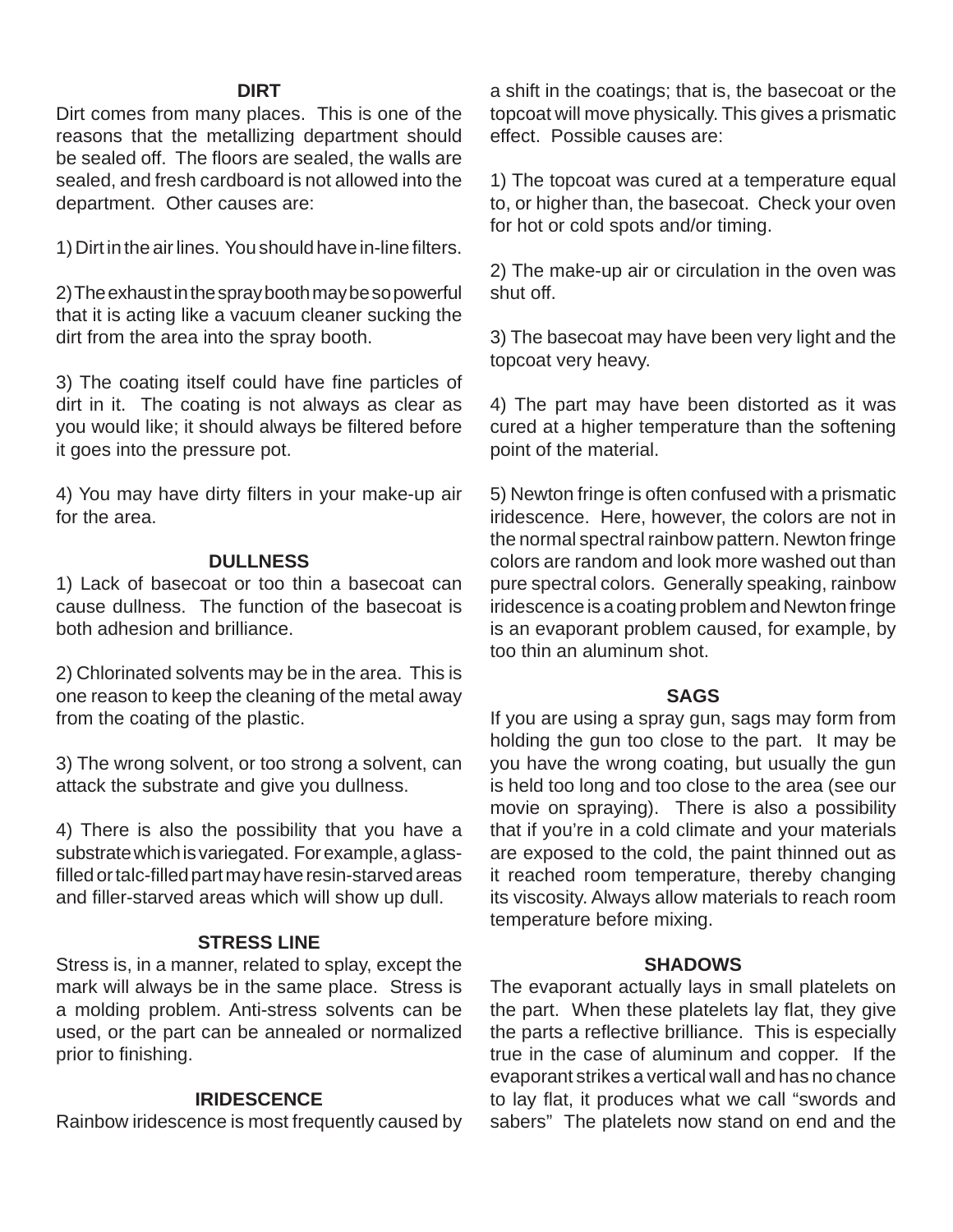## DIRT

Dirt comes from many places. This is one of the reasons that the metallizing department should be sealed off. The floors are sealed, the walls are sealed, and fresh cardboard is not allowed into the department. Other causes are:

1) Dirt in the air lines. You should have in-line filters.

2) The exhaust in the spray booth may be so powerful that it is acting like a vacuum cleaner sucking the dirt from the area into the spray booth.

3) The coating itself could have fine particles of dirt in it. The coating is not always as clear as you would like; it should always be filtered before it goes into the pressure pot.

4) You may have dirty filters in your make-up air for the area.

## DULLNESS

1) Lack of basecoat or too thin a basecoat can cause dullness. The function of the basecoat is both adhesion and brilliance.

2) Chlorinated solvents may be in the area. This is one reason to keep the cleaning of the metal away from the coating of the plastic.

3) The wrong solvent, or too strong a solvent, can attack the substrate and give you dullness.

4) There is also the possibility that you have a substrate which is variegated. For example, a glass-filled or talc-filled part may have resin-starved areas and filler-starved areas which will show up dull.

## STRESS LINE

Stress is, in a manner, related to splay, except the mark will always be in the same place. Stress is a molding problem. Anti-stress solvents can be used, or the part can be annealed or normalized prior to finishing.

## IRIDESCENCE

Rainbow iridescence is most frequently caused by a shift in the coatings; that is, the basecoat or the topcoat will move physically. This gives a prismatic effect. Possible causes are:

1) The topcoat was cured at a temperature equal to, or higher than, the basecoat. Check your oven for hot or cold spots and/or timing.

2) The make-up air or circulation in the oven was shut off.

3) The basecoat may have been very light and the topcoat very heavy.

4) The part may have been distorted as it was cured at a higher temperature than the softening point of the material.

5) Newton fringe is often confused with a prismatic iridescence. Here, however, the colors are not in the normal spectral rainbow pattern. Newton fringe colors are random and look more washed out than pure spectral colors. Generally speaking, rainbow iridescence is a coating problem and Newton fringe is an evaporant problem caused, for example, by too thin an aluminum shot.

## SAGS

If you are using a spray gun, sags may form from holding the gun too close to the part. It may be you have the wrong coating, but usually the gun is held too long and too close to the area (see our movie on spraying). There is also a possibility that if you're in a cold climate and your materials are exposed to the cold, the paint thinned out as it reached room temperature, thereby changing its viscosity. Always allow materials to reach room temperature before mixing.

## SHADOWS

The evaporant actually lays in small platelets on the part. When these platelets lay flat, they give the parts a reflective brilliance. This is especially true in the case of aluminum and copper. If the evaporant strikes a vertical wall and has no chance to lay flat, it produces what we call "swords and sabers" The platelets now stand on end and the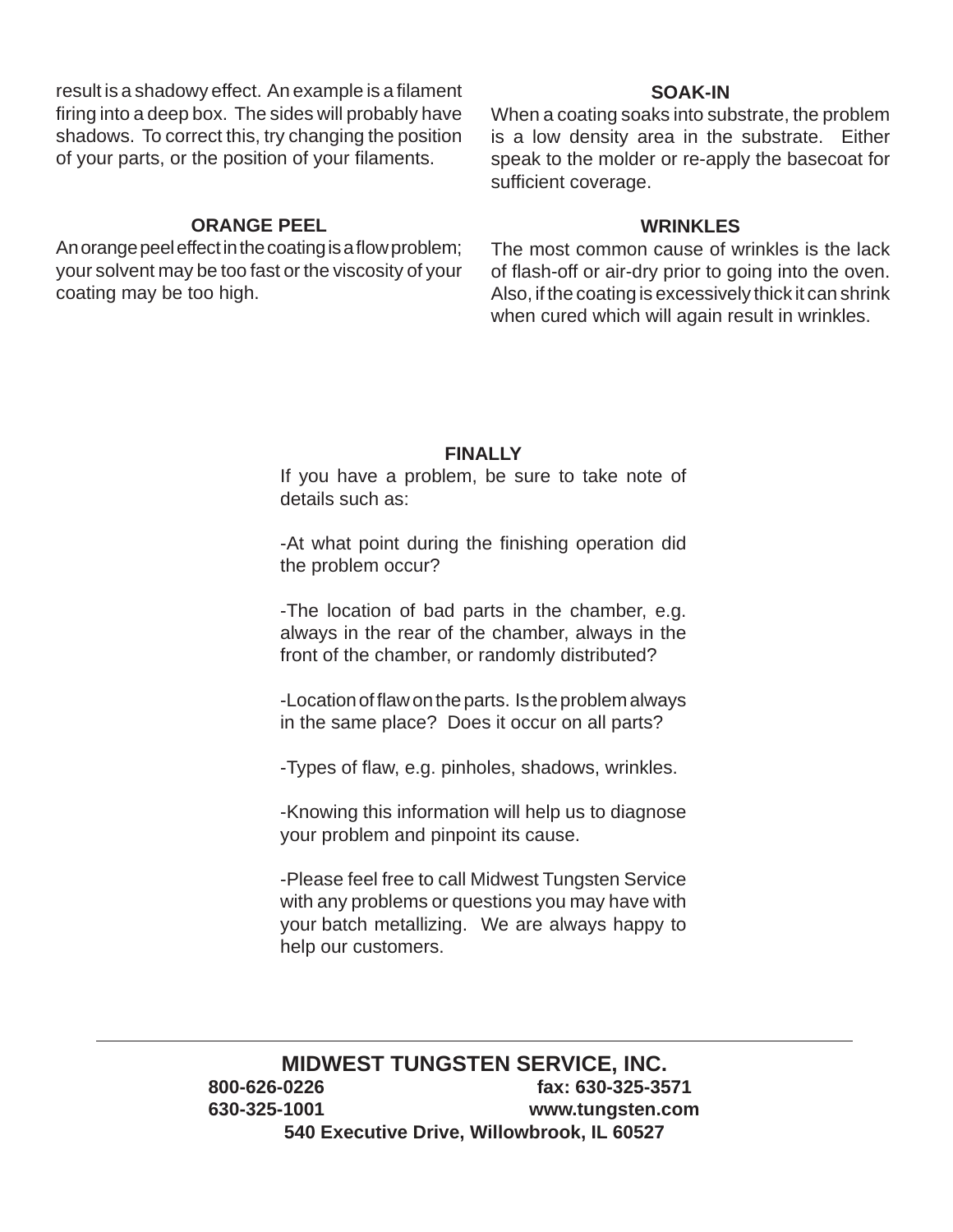result is a shadowy effect. An example is a filament firing into a deep box. The sides will probably have shadows. To correct this, try changing the position of your parts, or the position of your filaments.

### ORANGE PEEL

An orange peel effect in the coating is a flow problem; your solvent may be too fast or the viscosity of your coating may be too high.

### SOAK-IN

When a coating soaks into substrate, the problem is a low density area in the substrate. Either speak to the molder or re-apply the basecoat for sufficient coverage.

### WRINKLES

The most common cause of wrinkles is the lack of flash-off or air-dry prior to going into the oven. Also, if the coating is excessively thick it can shrink when cured which will again result in wrinkles.

### FINALLY

If you have a problem, be sure to take note of details such as:

-At what point during the finishing operation did the problem occur?

-The location of bad parts in the chamber, e.g. always in the rear of the chamber, always in the front of the chamber, or randomly distributed?

-Location of flaw on the parts. Is the problem always in the same place? Does it occur on all parts?

-Types of flaw, e.g. pinholes, shadows, wrinkles.

-Knowing this information will help us to diagnose your problem and pinpoint its cause.

-Please feel free to call Midwest Tungsten Service with any problems or questions you may have with your batch metallizing. We are always happy to help our customers.

---

**MIDWEST TUNGSTEN SERVICE, INC.**

**800-626-0226** **fax: 630-325-3571**

**630-325-1001** **www.tungsten.com**

**540 Executive Drive, Willowbrook, IL 60527**